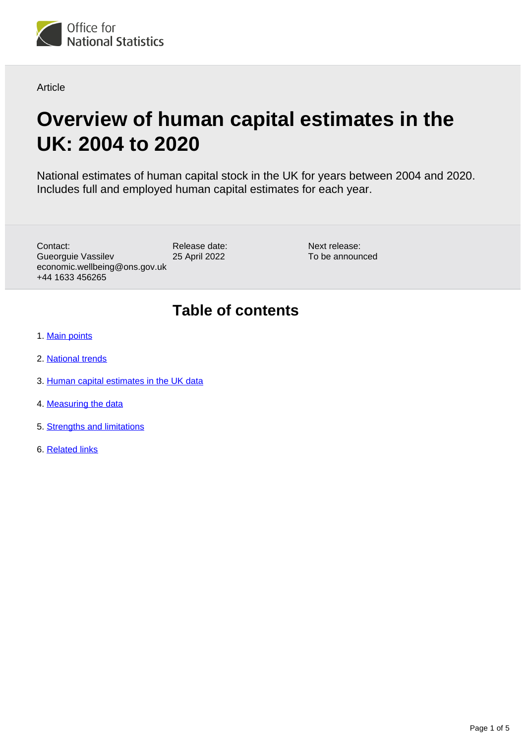Article

# Overview of human capital estimates in the UK: 2004 to 2020

National estimates of human capital stock in the UK for years between 2004 and 2020. Includes full and employed human capital estimates for each year.

Contact:
Gueorguie Vassilev
economic.wellbeing@ons.gov.uk
+44 1633 456265

Release date:
25 April 2022

Next release:
To be announced

## Table of contents

1. Main points
2. National trends
3. Human capital estimates in the UK data
4. Measuring the data
5. Strengths and limitations
6. Related links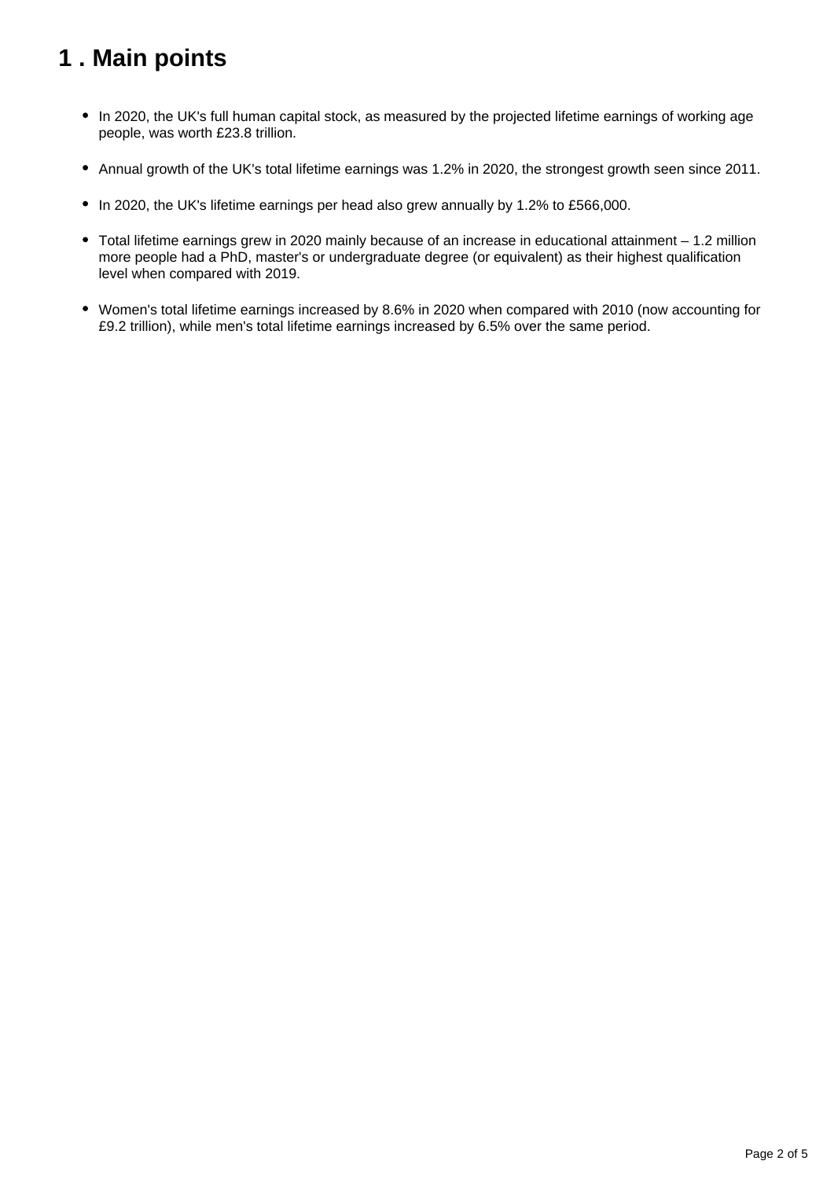# 1 . Main points

- In 2020, the UK's full human capital stock, as measured by the projected lifetime earnings of working age people, was worth £23.8 trillion.
- Annual growth of the UK's total lifetime earnings was 1.2% in 2020, the strongest growth seen since 2011.
- In 2020, the UK's lifetime earnings per head also grew annually by 1.2% to £566,000.
- Total lifetime earnings grew in 2020 mainly because of an increase in educational attainment – 1.2 million more people had a PhD, master's or undergraduate degree (or equivalent) as their highest qualification level when compared with 2019.
- Women's total lifetime earnings increased by 8.6% in 2020 when compared with 2010 (now accounting for £9.2 trillion), while men's total lifetime earnings increased by 6.5% over the same period.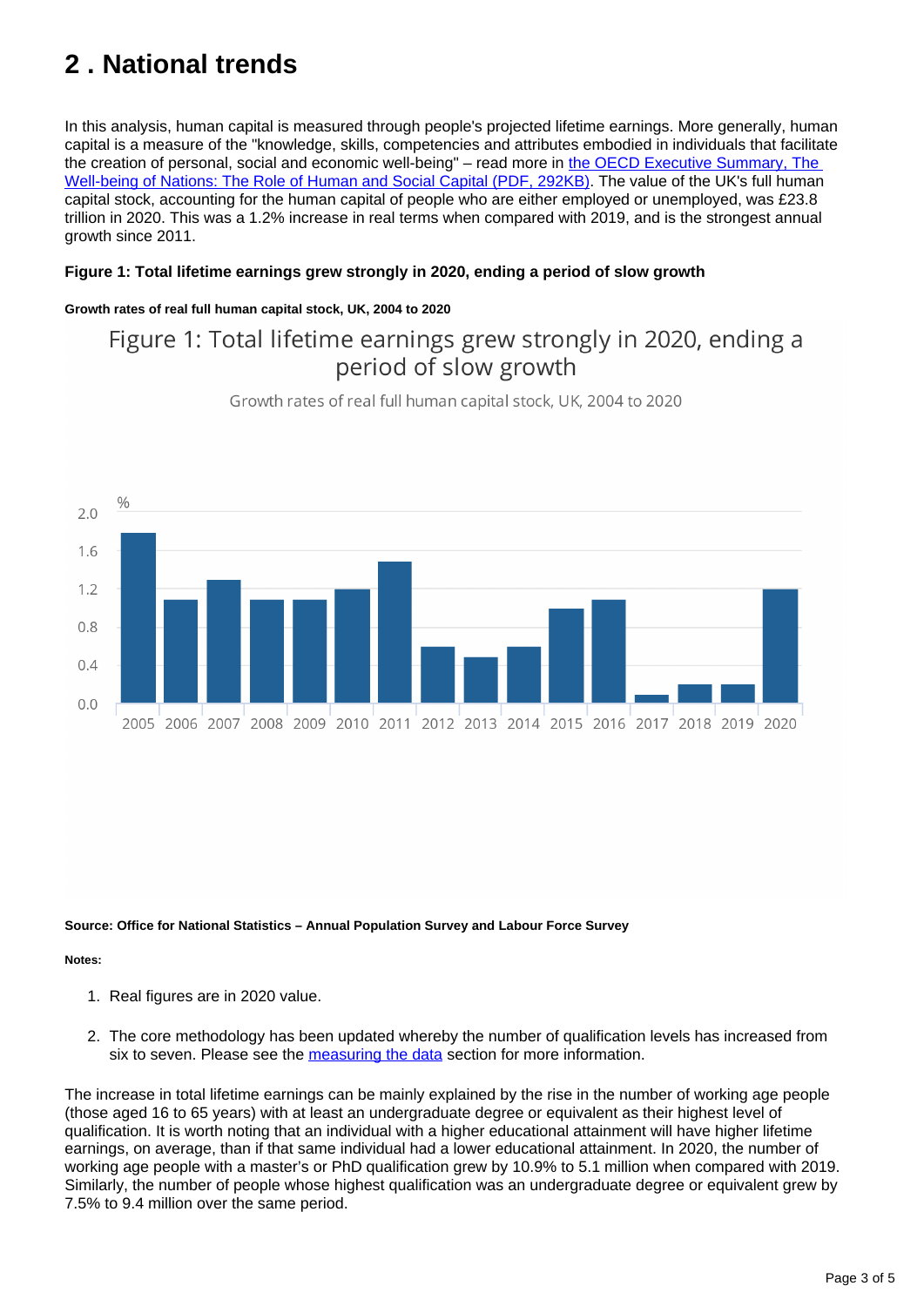# 2 . National trends

In this analysis, human capital is measured through people's projected lifetime earnings. More generally, human capital is a measure of the "knowledge, skills, competencies and attributes embodied in individuals that facilitate the creation of personal, social and economic well-being" – read more in [the OECD Executive Summary, The Well-being of Nations: The Role of Human and Social Capital (PDF, 292KB)](). The value of the UK's full human capital stock, accounting for the human capital of people who are either employed or unemployed, was £23.8 trillion in 2020. This was a 1.2% increase in real terms when compared with 2019, and is the strongest annual growth since 2011.

**Figure 1: Total lifetime earnings grew strongly in 2020, ending a period of slow growth**

**Growth rates of real full human capital stock, UK, 2004 to 2020**

Figure 1: Total lifetime earnings grew strongly in 2020, ending a period of slow growth

Growth rates of real full human capital stock, UK, 2004 to 2020

| Year | % |
|---|---|
| 2005 | 1.8 |
| 2006 | 1.1 |
| 2007 | 1.3 |
| 2008 | 1.1 |
| 2009 | 1.1 |
| 2010 | 1.2 |
| 2011 | 1.5 |
| 2012 | 0.6 |
| 2013 | 0.5 |
| 2014 | 0.6 |
| 2015 | 1.0 |
| 2016 | 1.1 |
| 2017 | 0.1 |
| 2018 | 0.2 |
| 2019 | 0.2 |
| 2020 | 1.2 |

**Source: Office for National Statistics – Annual Population Survey and Labour Force Survey**

**Notes:**

1. Real figures are in 2020 value.
2. The core methodology has been updated whereby the number of qualification levels has increased from six to seven. Please see the [measuring the data]() section for more information.

The increase in total lifetime earnings can be mainly explained by the rise in the number of working age people (those aged 16 to 65 years) with at least an undergraduate degree or equivalent as their highest level of qualification. It is worth noting that an individual with a higher educational attainment will have higher lifetime earnings, on average, than if that same individual had a lower educational attainment. In 2020, the number of working age people with a master's or PhD qualification grew by 10.9% to 5.1 million when compared with 2019. Similarly, the number of people whose highest qualification was an undergraduate degree or equivalent grew by 7.5% to 9.4 million over the same period.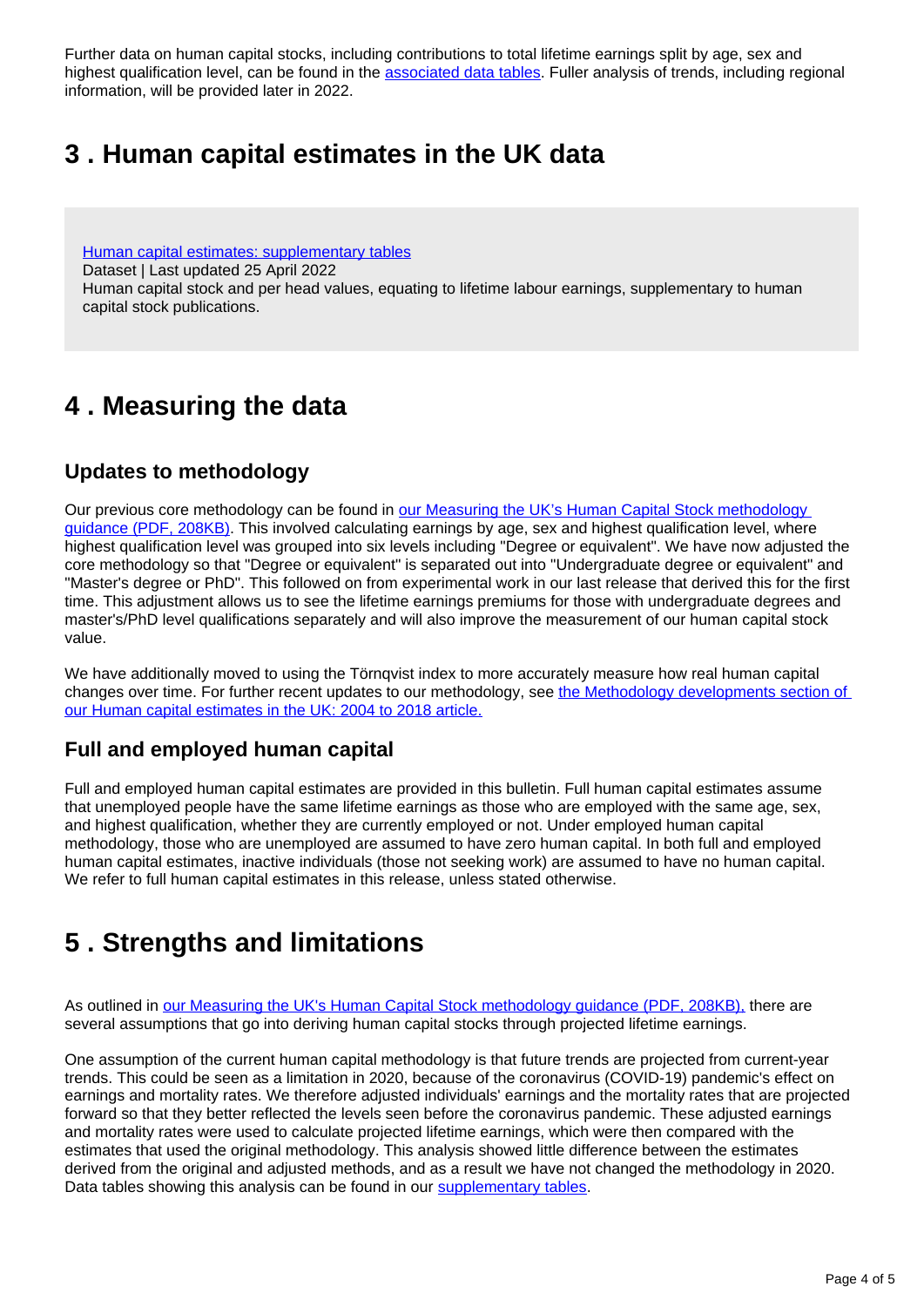Further data on human capital stocks, including contributions to total lifetime earnings split by age, sex and highest qualification level, can be found in the [associated data tables](). Fuller analysis of trends, including regional information, will be provided later in 2022.

## 3 . Human capital estimates in the UK data

[Human capital estimates: supplementary tables]()
Dataset | Last updated 25 April 2022
Human capital stock and per head values, equating to lifetime labour earnings, supplementary to human capital stock publications.

## 4 . Measuring the data

### Updates to methodology

Our previous core methodology can be found in [our Measuring the UK's Human Capital Stock methodology guidance (PDF, 208KB)](). This involved calculating earnings by age, sex and highest qualification level, where highest qualification level was grouped into six levels including "Degree or equivalent". We have now adjusted the core methodology so that "Degree or equivalent" is separated out into "Undergraduate degree or equivalent" and "Master's degree or PhD". This followed on from experimental work in our last release that derived this for the first time. This adjustment allows us to see the lifetime earnings premiums for those with undergraduate degrees and master's/PhD level qualifications separately and will also improve the measurement of our human capital stock value.

We have additionally moved to using the Törnqvist index to more accurately measure how real human capital changes over time. For further recent updates to our methodology, see [the Methodology developments section of our Human capital estimates in the UK: 2004 to 2018 article.]()

### Full and employed human capital

Full and employed human capital estimates are provided in this bulletin. Full human capital estimates assume that unemployed people have the same lifetime earnings as those who are employed with the same age, sex, and highest qualification, whether they are currently employed or not. Under employed human capital methodology, those who are unemployed are assumed to have zero human capital. In both full and employed human capital estimates, inactive individuals (those not seeking work) are assumed to have no human capital. We refer to full human capital estimates in this release, unless stated otherwise.

## 5 . Strengths and limitations

As outlined in [our Measuring the UK's Human Capital Stock methodology guidance (PDF, 208KB),]() there are several assumptions that go into deriving human capital stocks through projected lifetime earnings.

One assumption of the current human capital methodology is that future trends are projected from current-year trends. This could be seen as a limitation in 2020, because of the coronavirus (COVID-19) pandemic's effect on earnings and mortality rates. We therefore adjusted individuals' earnings and the mortality rates that are projected forward so that they better reflected the levels seen before the coronavirus pandemic. These adjusted earnings and mortality rates were used to calculate projected lifetime earnings, which were then compared with the estimates that used the original methodology. This analysis showed little difference between the estimates derived from the original and adjusted methods, and as a result we have not changed the methodology in 2020. Data tables showing this analysis can be found in our [supplementary tables]().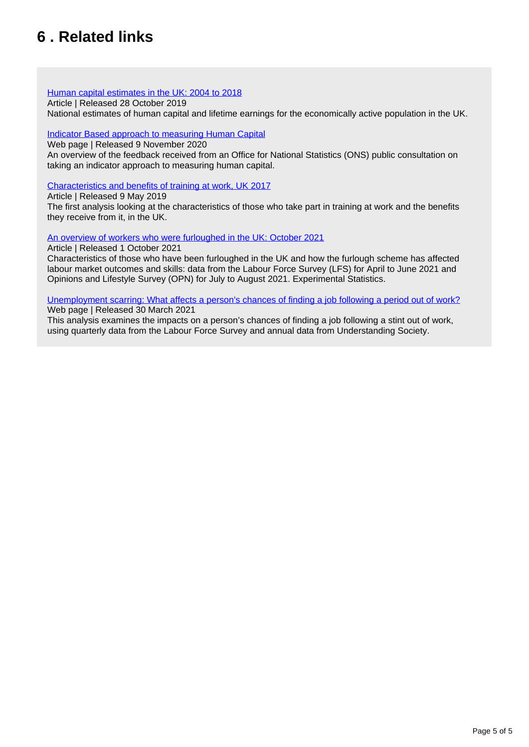## 6 . Related links

[Human capital estimates in the UK: 2004 to 2018]
Article | Released 28 October 2019
National estimates of human capital and lifetime earnings for the economically active population in the UK.

[Indicator Based approach to measuring Human Capital]
Web page | Released 9 November 2020
An overview of the feedback received from an Office for National Statistics (ONS) public consultation on taking an indicator approach to measuring human capital.

[Characteristics and benefits of training at work, UK 2017]
Article | Released 9 May 2019
The first analysis looking at the characteristics of those who take part in training at work and the benefits they receive from it, in the UK.

[An overview of workers who were furloughed in the UK: October 2021]
Article | Released 1 October 2021
Characteristics of those who have been furloughed in the UK and how the furlough scheme has affected labour market outcomes and skills: data from the Labour Force Survey (LFS) for April to June 2021 and Opinions and Lifestyle Survey (OPN) for July to August 2021. Experimental Statistics.

[Unemployment scarring: What affects a person's chances of finding a job following a period out of work?]
Web page | Released 30 March 2021
This analysis examines the impacts on a person's chances of finding a job following a stint out of work, using quarterly data from the Labour Force Survey and annual data from Understanding Society.